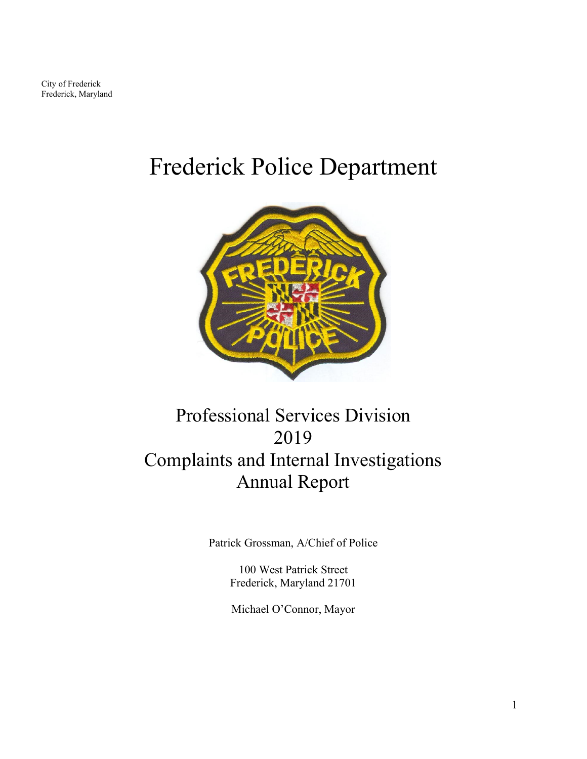City of Frederick
Frederick, Maryland

# Frederick Police Department

## Professional Services Division 2019 Complaints and Internal Investigations Annual Report

Patrick Grossman, A/Chief of Police

100 West Patrick Street
Frederick, Maryland 21701

Michael O'Connor, Mayor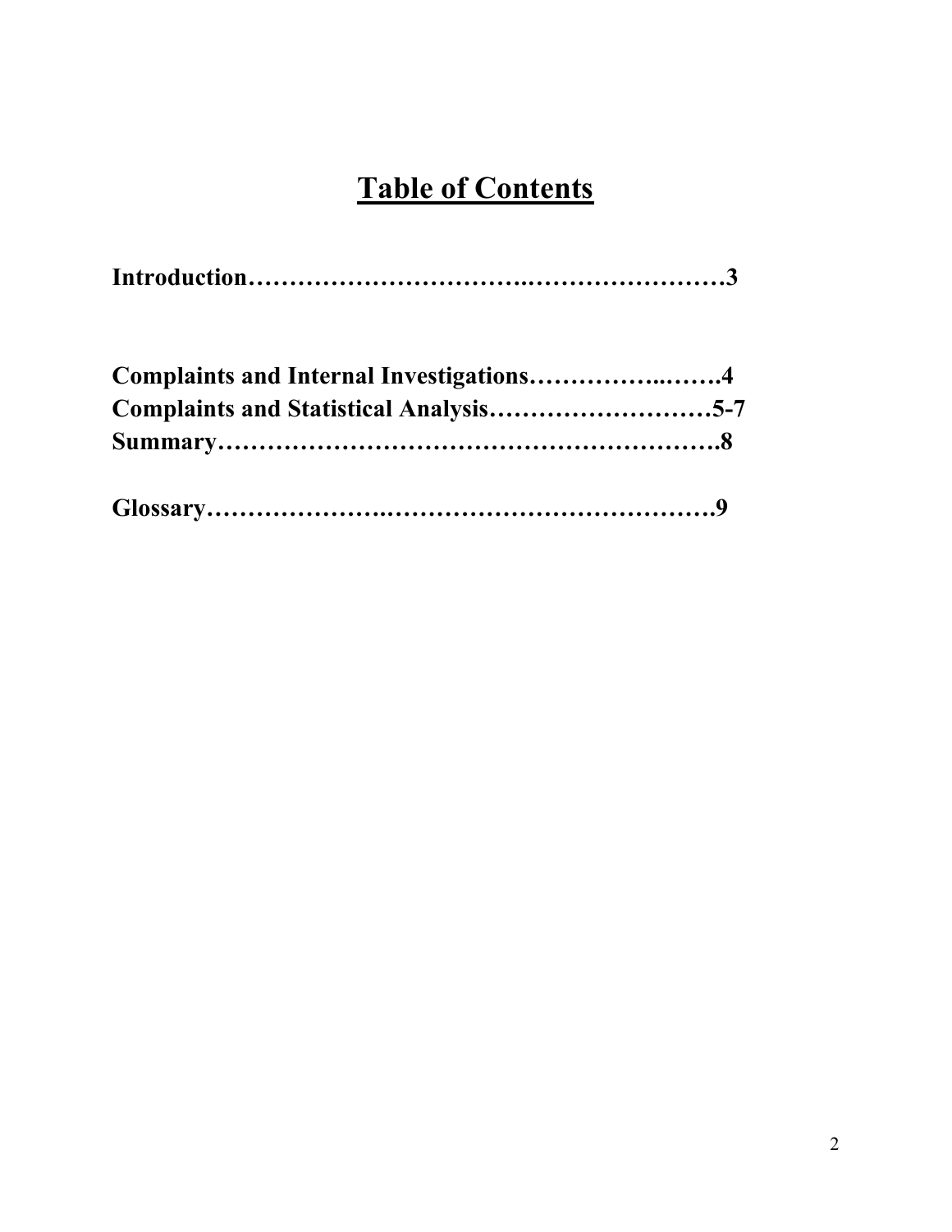# Table of Contents

**Introduction……………………………….…………………3**

**Complaints and Internal Investigations……………..…….4**

**Complaints and Statistical Analysis………………………5-7**

**Summary………………………………………………….8**

**Glossary……………….…………………………………9**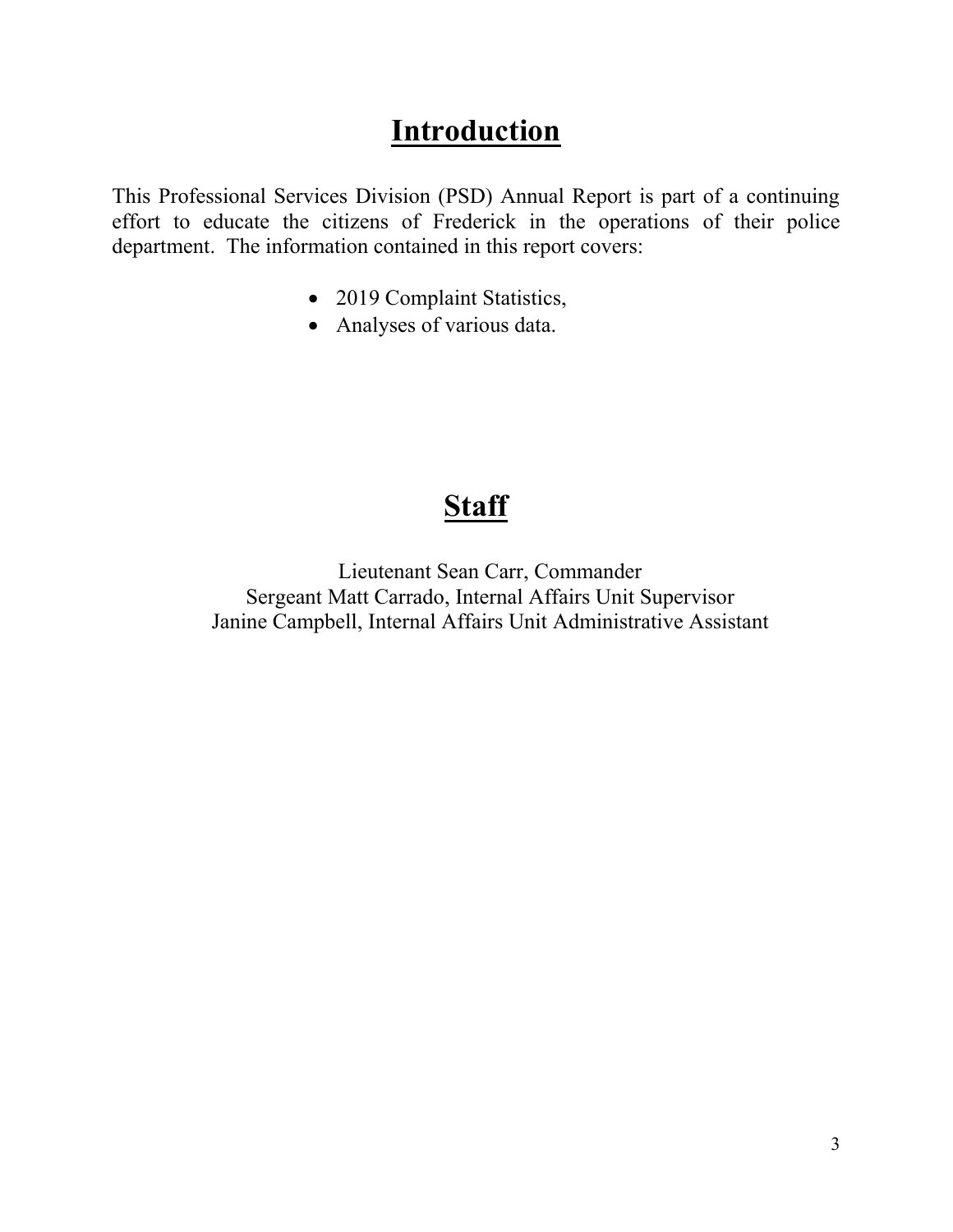# Introduction

This Professional Services Division (PSD) Annual Report is part of a continuing effort to educate the citizens of Frederick in the operations of their police department. The information contained in this report covers:

- 2019 Complaint Statistics,
- Analyses of various data.

# Staff

Lieutenant Sean Carr, Commander
Sergeant Matt Carrado, Internal Affairs Unit Supervisor
Janine Campbell, Internal Affairs Unit Administrative Assistant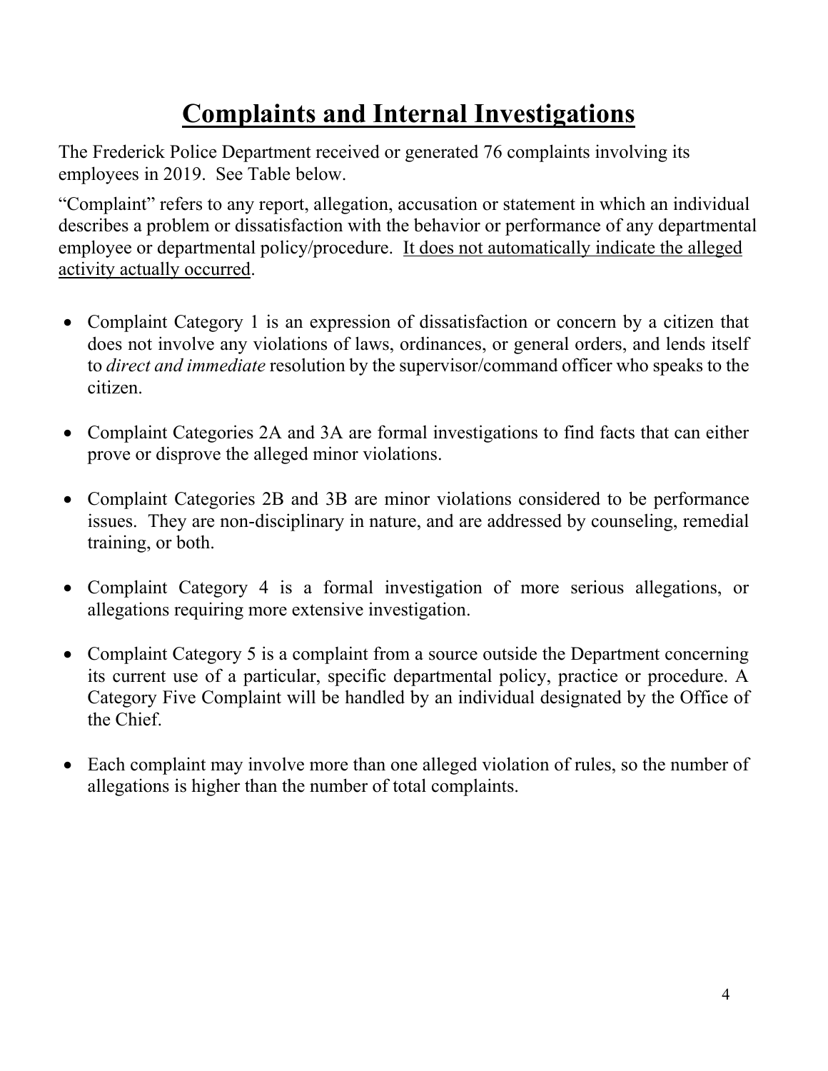# Complaints and Internal Investigations

The Frederick Police Department received or generated 76 complaints involving its employees in 2019. See Table below.

"Complaint" refers to any report, allegation, accusation or statement in which an individual describes a problem or dissatisfaction with the behavior or performance of any departmental employee or departmental policy/procedure. <u>It does not automatically indicate the alleged activity actually occurred</u>.

- Complaint Category 1 is an expression of dissatisfaction or concern by a citizen that does not involve any violations of laws, ordinances, or general orders, and lends itself to *direct and immediate* resolution by the supervisor/command officer who speaks to the citizen.
- Complaint Categories 2A and 3A are formal investigations to find facts that can either prove or disprove the alleged minor violations.
- Complaint Categories 2B and 3B are minor violations considered to be performance issues. They are non-disciplinary in nature, and are addressed by counseling, remedial training, or both.
- Complaint Category 4 is a formal investigation of more serious allegations, or allegations requiring more extensive investigation.
- Complaint Category 5 is a complaint from a source outside the Department concerning its current use of a particular, specific departmental policy, practice or procedure. A Category Five Complaint will be handled by an individual designated by the Office of the Chief.
- Each complaint may involve more than one alleged violation of rules, so the number of allegations is higher than the number of total complaints.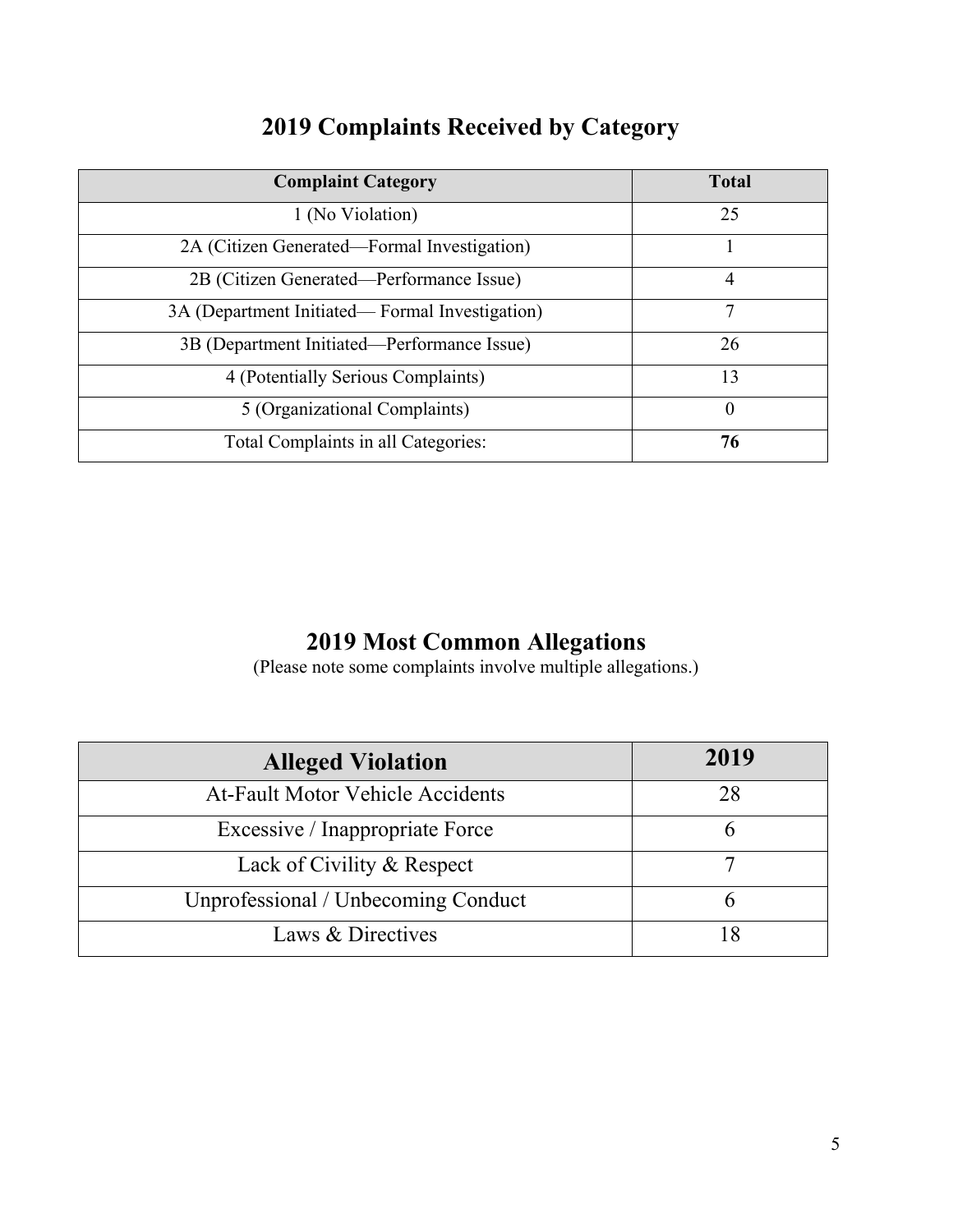## 2019 Complaints Received by Category

| Complaint Category | Total |
|---|---|
| 1 (No Violation) | 25 |
| 2A (Citizen Generated—Formal Investigation) | 1 |
| 2B (Citizen Generated—Performance Issue) | 4 |
| 3A (Department Initiated— Formal Investigation) | 7 |
| 3B (Department Initiated—Performance Issue) | 26 |
| 4 (Potentially Serious Complaints) | 13 |
| 5 (Organizational Complaints) | 0 |
| Total Complaints in all Categories: | **76** |

## 2019 Most Common Allegations

(Please note some complaints involve multiple allegations.)

| Alleged Violation | 2019 |
|---|---|
| At-Fault Motor Vehicle Accidents | 28 |
| Excessive / Inappropriate Force | 6 |
| Lack of Civility & Respect | 7 |
| Unprofessional / Unbecoming Conduct | 6 |
| Laws & Directives | 18 |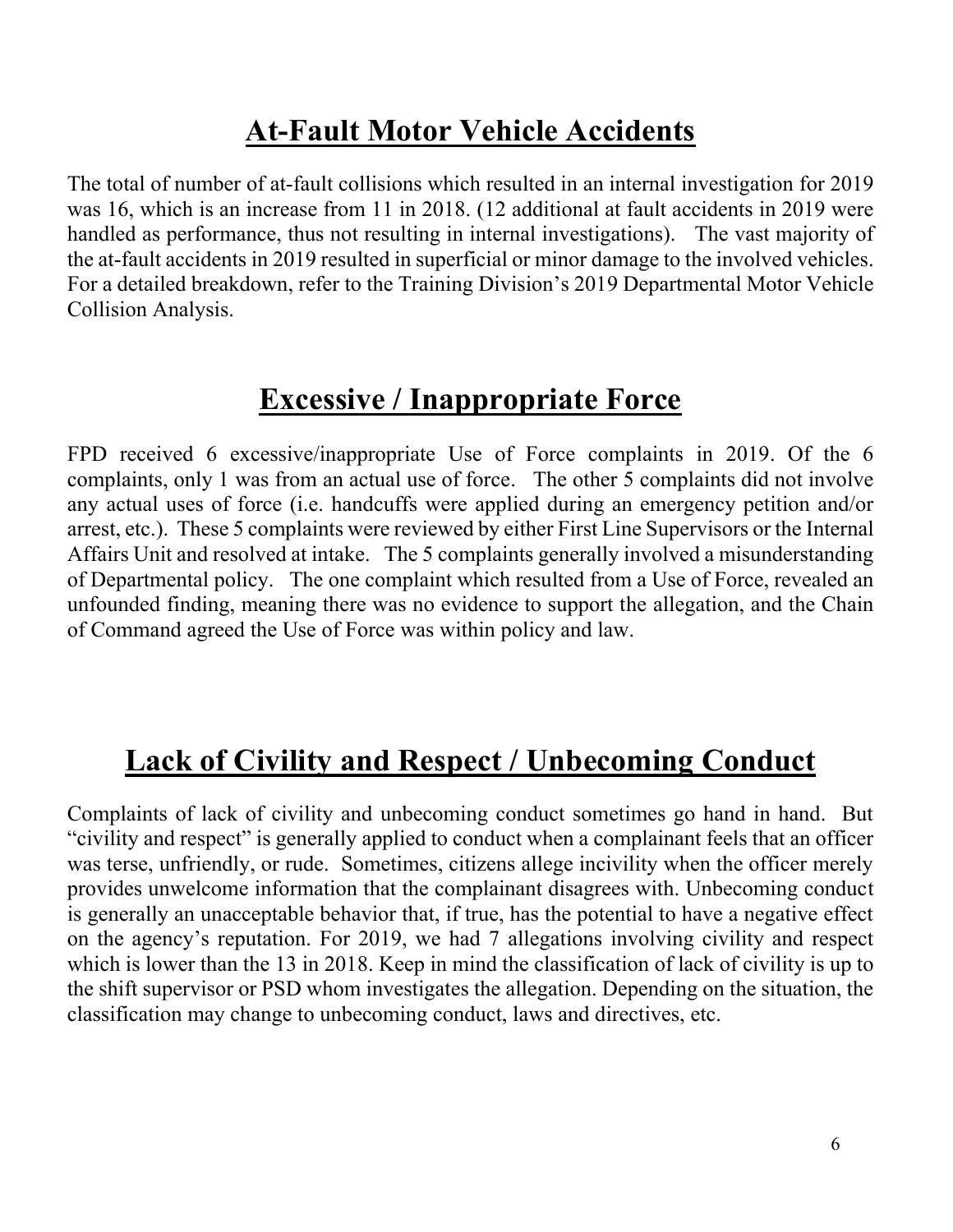## At-Fault Motor Vehicle Accidents

The total of number of at-fault collisions which resulted in an internal investigation for 2019 was 16, which is an increase from 11 in 2018. (12 additional at fault accidents in 2019 were handled as performance, thus not resulting in internal investigations). The vast majority of the at-fault accidents in 2019 resulted in superficial or minor damage to the involved vehicles. For a detailed breakdown, refer to the Training Division's 2019 Departmental Motor Vehicle Collision Analysis.

## Excessive / Inappropriate Force

FPD received 6 excessive/inappropriate Use of Force complaints in 2019. Of the 6 complaints, only 1 was from an actual use of force. The other 5 complaints did not involve any actual uses of force (i.e. handcuffs were applied during an emergency petition and/or arrest, etc.). These 5 complaints were reviewed by either First Line Supervisors or the Internal Affairs Unit and resolved at intake. The 5 complaints generally involved a misunderstanding of Departmental policy. The one complaint which resulted from a Use of Force, revealed an unfounded finding, meaning there was no evidence to support the allegation, and the Chain of Command agreed the Use of Force was within policy and law.

## Lack of Civility and Respect / Unbecoming Conduct

Complaints of lack of civility and unbecoming conduct sometimes go hand in hand. But "civility and respect" is generally applied to conduct when a complainant feels that an officer was terse, unfriendly, or rude. Sometimes, citizens allege incivility when the officer merely provides unwelcome information that the complainant disagrees with. Unbecoming conduct is generally an unacceptable behavior that, if true, has the potential to have a negative effect on the agency's reputation. For 2019, we had 7 allegations involving civility and respect which is lower than the 13 in 2018. Keep in mind the classification of lack of civility is up to the shift supervisor or PSD whom investigates the allegation. Depending on the situation, the classification may change to unbecoming conduct, laws and directives, etc.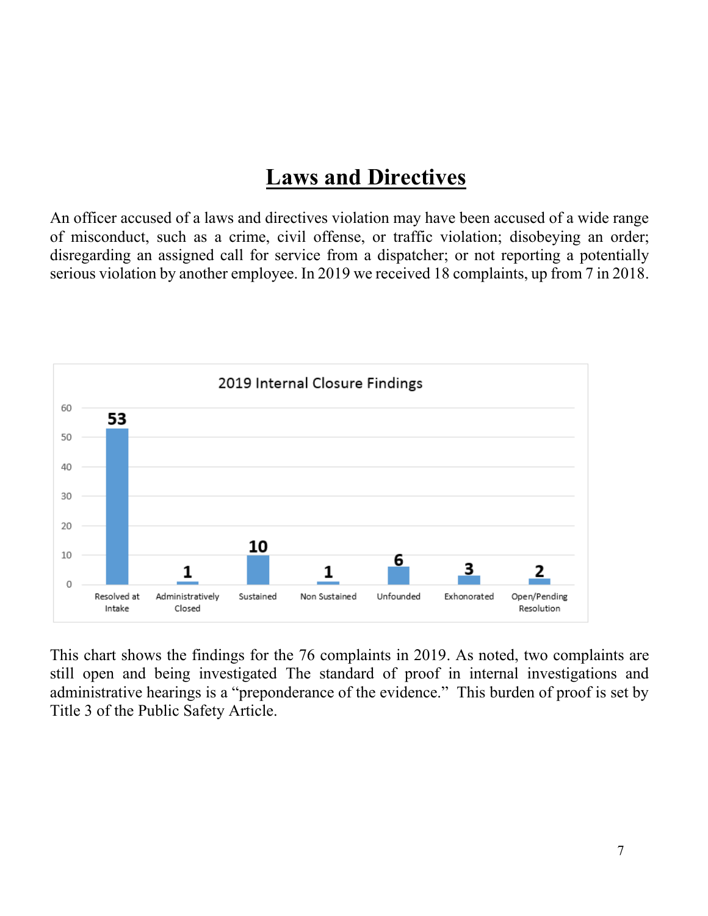# Laws and Directives

An officer accused of a laws and directives violation may have been accused of a wide range of misconduct, such as a crime, civil offense, or traffic violation; disobeying an order; disregarding an assigned call for service from a dispatcher; or not reporting a potentially serious violation by another employee. In 2019 we received 18 complaints, up from 7 in 2018.

**2019 Internal Closure Findings**

| Finding | Count |
|---|---|
| Resolved at Intake | 53 |
| Administratively Closed | 1 |
| Sustained | 10 |
| Non Sustained | 1 |
| Unfounded | 6 |
| Exhonorated | 3 |
| Open/Pending Resolution | 2 |

This chart shows the findings for the 76 complaints in 2019. As noted, two complaints are still open and being investigated The standard of proof in internal investigations and administrative hearings is a "preponderance of the evidence." This burden of proof is set by Title 3 of the Public Safety Article.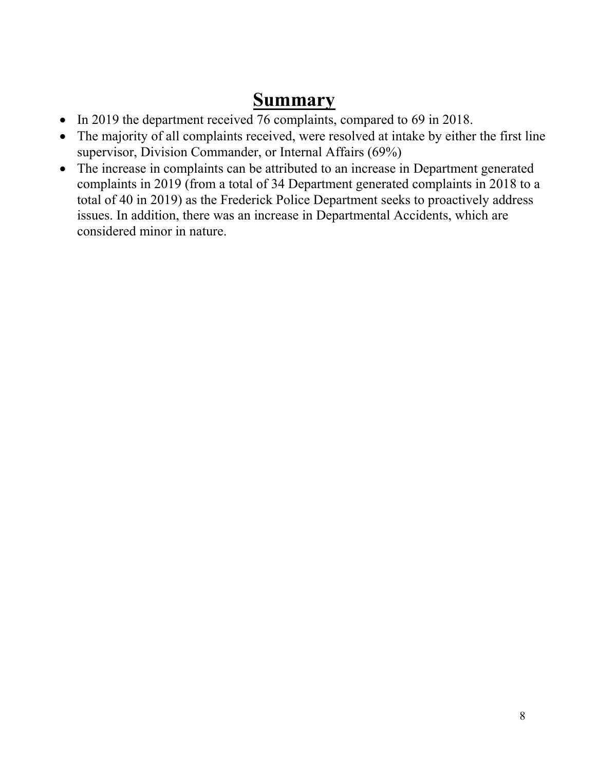# Summary

- In 2019 the department received 76 complaints, compared to 69 in 2018.
- The majority of all complaints received, were resolved at intake by either the first line supervisor, Division Commander, or Internal Affairs (69%)
- The increase in complaints can be attributed to an increase in Department generated complaints in 2019 (from a total of 34 Department generated complaints in 2018 to a total of 40 in 2019) as the Frederick Police Department seeks to proactively address issues. In addition, there was an increase in Departmental Accidents, which are considered minor in nature.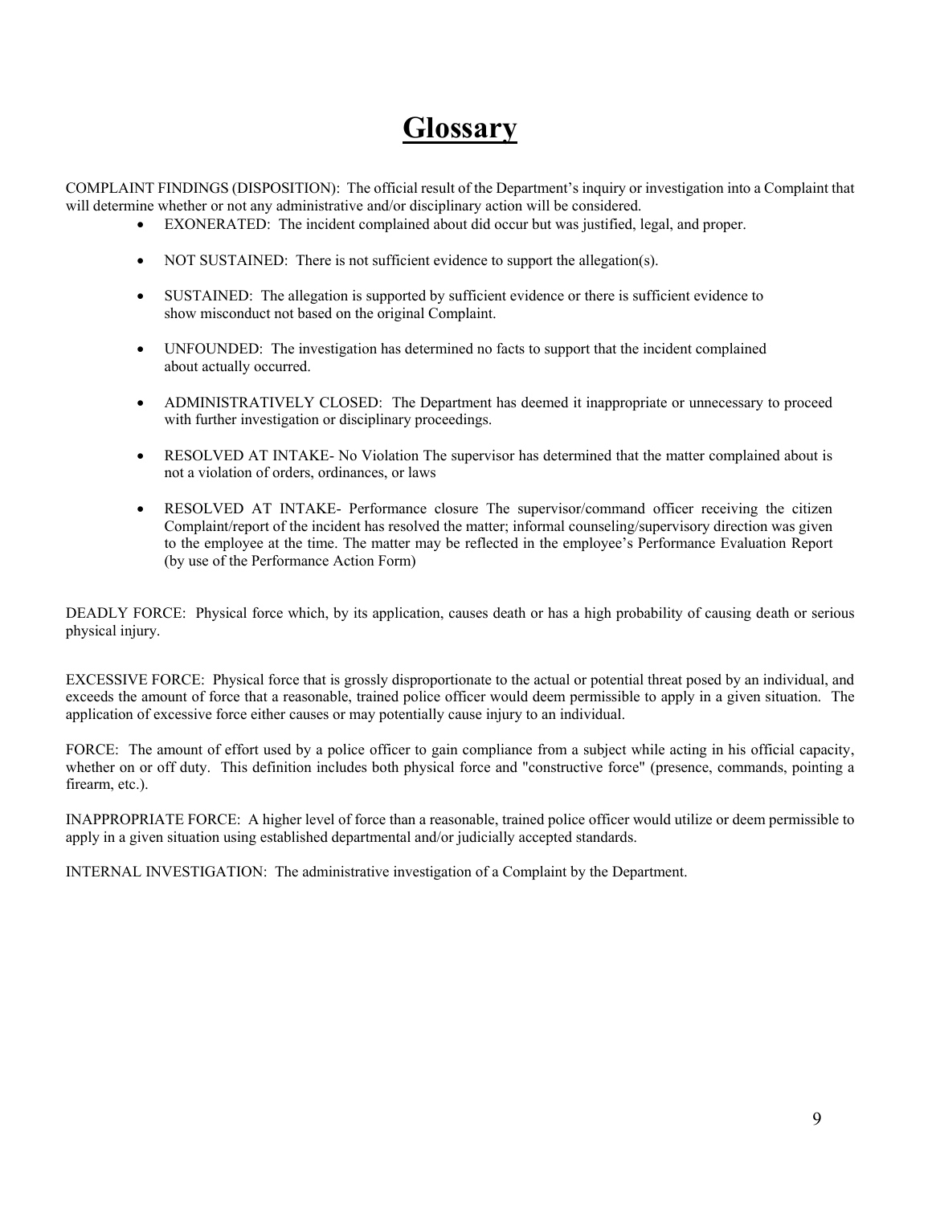# Glossary

COMPLAINT FINDINGS (DISPOSITION): The official result of the Department's inquiry or investigation into a Complaint that will determine whether or not any administrative and/or disciplinary action will be considered.

- EXONERATED: The incident complained about did occur but was justified, legal, and proper.
- NOT SUSTAINED: There is not sufficient evidence to support the allegation(s).
- SUSTAINED: The allegation is supported by sufficient evidence or there is sufficient evidence to show misconduct not based on the original Complaint.
- UNFOUNDED: The investigation has determined no facts to support that the incident complained about actually occurred.
- ADMINISTRATIVELY CLOSED: The Department has deemed it inappropriate or unnecessary to proceed with further investigation or disciplinary proceedings.
- RESOLVED AT INTAKE- No Violation The supervisor has determined that the matter complained about is not a violation of orders, ordinances, or laws
- RESOLVED AT INTAKE- Performance closure The supervisor/command officer receiving the citizen Complaint/report of the incident has resolved the matter; informal counseling/supervisory direction was given to the employee at the time. The matter may be reflected in the employee's Performance Evaluation Report (by use of the Performance Action Form)

DEADLY FORCE: Physical force which, by its application, causes death or has a high probability of causing death or serious physical injury.

EXCESSIVE FORCE: Physical force that is grossly disproportionate to the actual or potential threat posed by an individual, and exceeds the amount of force that a reasonable, trained police officer would deem permissible to apply in a given situation. The application of excessive force either causes or may potentially cause injury to an individual.

FORCE: The amount of effort used by a police officer to gain compliance from a subject while acting in his official capacity, whether on or off duty. This definition includes both physical force and "constructive force" (presence, commands, pointing a firearm, etc.).

INAPPROPRIATE FORCE: A higher level of force than a reasonable, trained police officer would utilize or deem permissible to apply in a given situation using established departmental and/or judicially accepted standards.

INTERNAL INVESTIGATION: The administrative investigation of a Complaint by the Department.